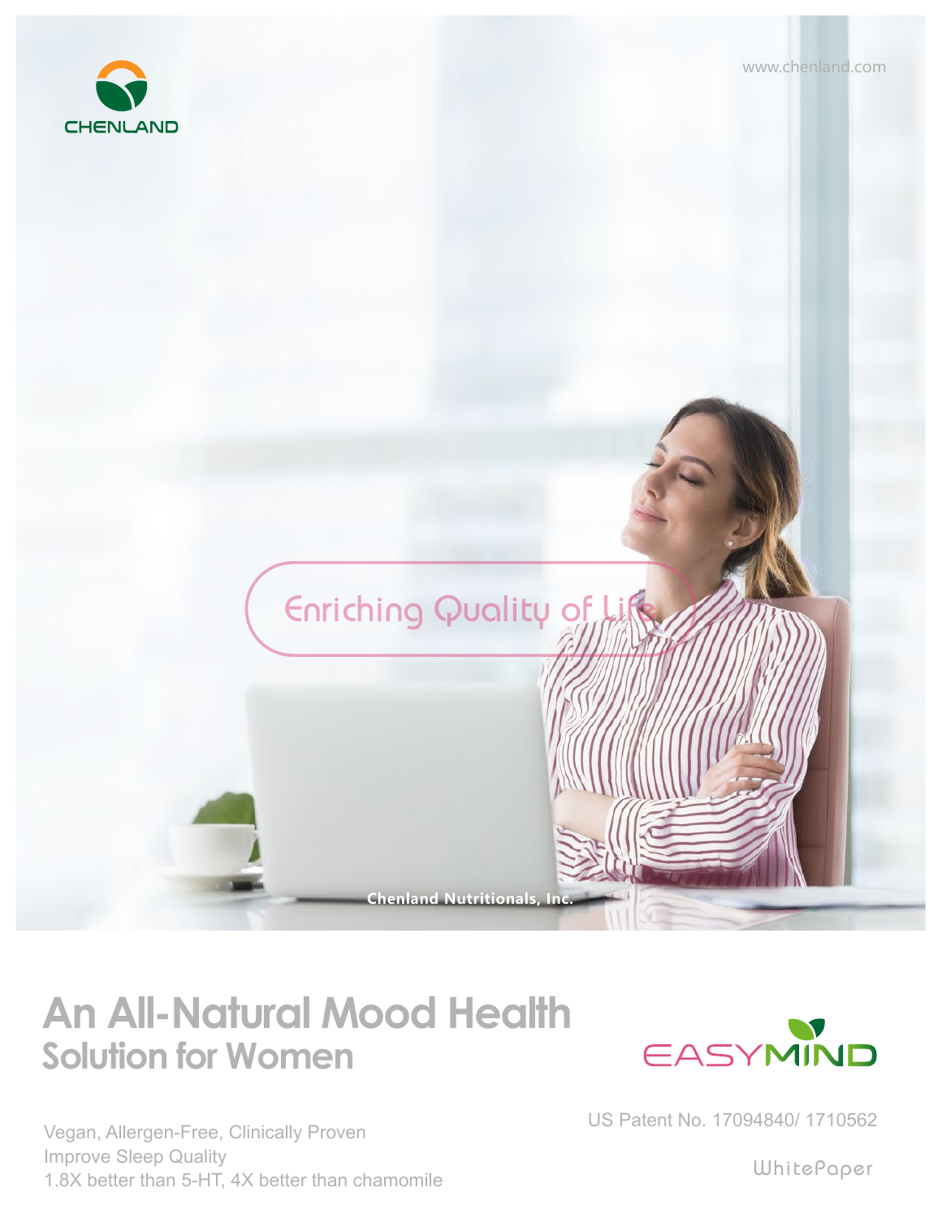CHENLAND

www.chenland.com

Enriching Quality of Life

Chenland Nutritionals, Inc.

# An All-Natural Mood Health
## Solution for Women

EASYMIND

US Patent No. 17094840/ 1710562

Vegan, Allergen-Free, Clinically Proven
Improve Sleep Quality
1.8X better than 5-HT, 4X better than chamomile

WhitePaper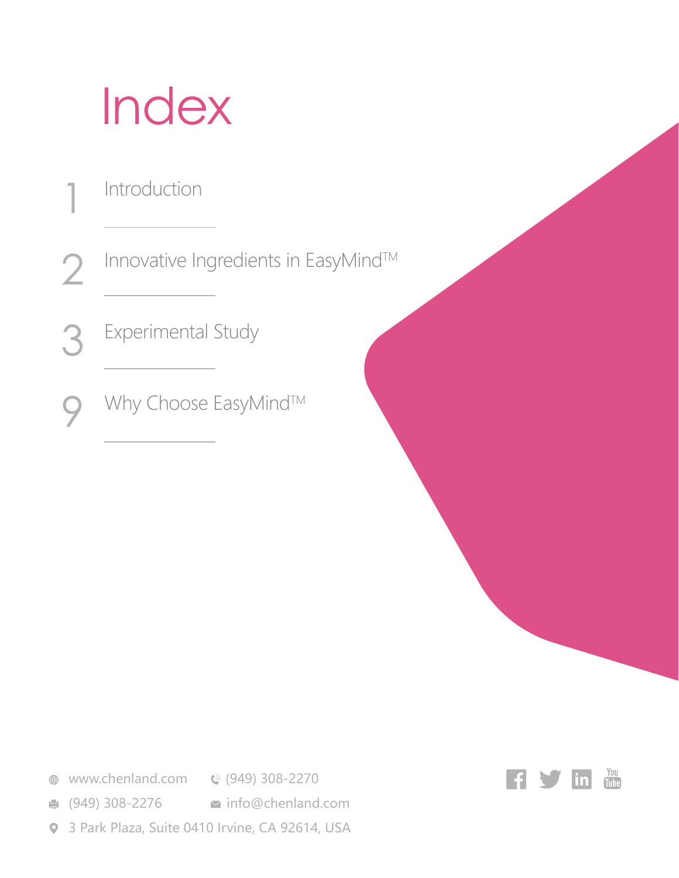# Index

1 Introduction

2 Innovative Ingredients in EasyMind™

3 Experimental Study

9 Why Choose EasyMind™

www.chenland.com (949) 308-2270

(949) 308-2276 info@chenland.com

3 Park Plaza, Suite 0410 Irvine, CA 92614, USA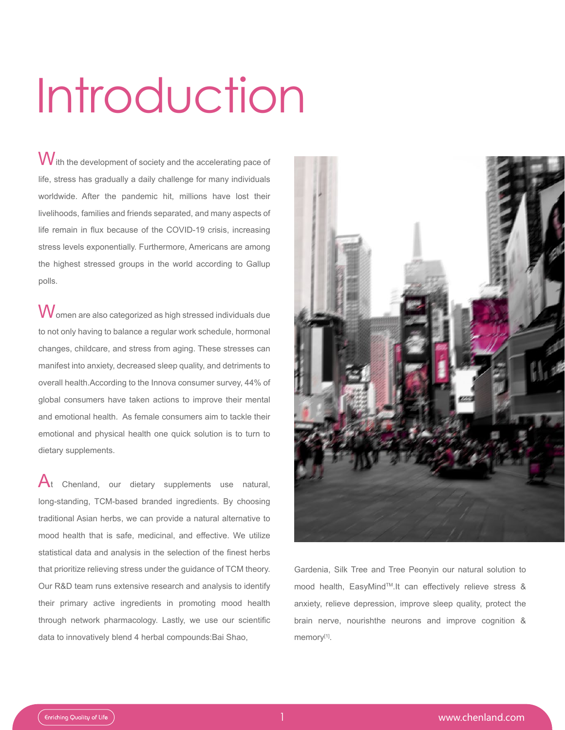# Introduction

With the development of society and the accelerating pace of life, stress has gradually a daily challenge for many individuals worldwide. After the pandemic hit, millions have lost their livelihoods, families and friends separated, and many aspects of life remain in flux because of the COVID-19 crisis, increasing stress levels exponentially. Furthermore, Americans are among the highest stressed groups in the world according to Gallup polls.

Women are also categorized as high stressed individuals due to not only having to balance a regular work schedule, hormonal changes, childcare, and stress from aging. These stresses can manifest into anxiety, decreased sleep quality, and detriments to overall health.According to the Innova consumer survey, 44% of global consumers have taken actions to improve their mental and emotional health. As female consumers aim to tackle their emotional and physical health one quick solution is to turn to dietary supplements.

At Chenland, our dietary supplements use natural, long-standing, TCM-based branded ingredients. By choosing traditional Asian herbs, we can provide a natural alternative to mood health that is safe, medicinal, and effective. We utilize statistical data and analysis in the selection of the finest herbs that prioritize relieving stress under the guidance of TCM theory. Our R&D team runs extensive research and analysis to identify their primary active ingredients in promoting mood health through network pharmacology. Lastly, we use our scientific data to innovatively blend 4 herbal compounds:Bai Shao, Gardenia, Silk Tree and Tree Peonyin our natural solution to mood health, EasyMind™.It can effectively relieve stress & anxiety, relieve depression, improve sleep quality, protect the brain nerve, nourishthe neurons and improve cognition & memory[1].